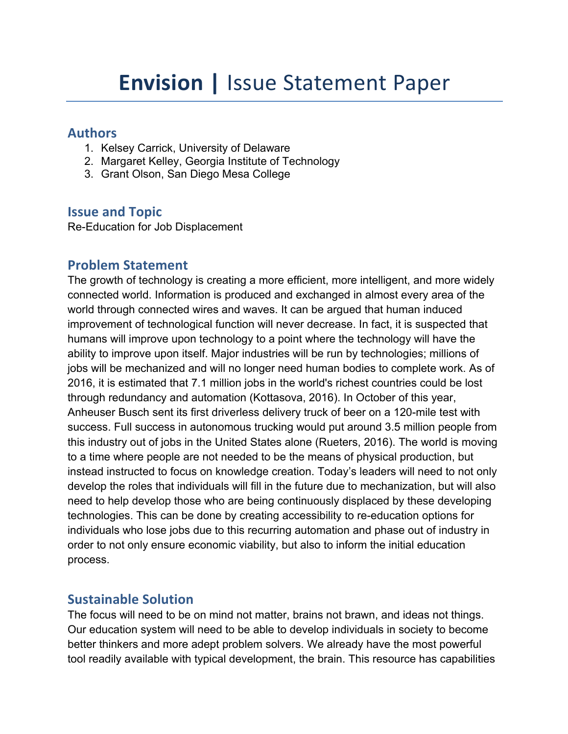# **Envision |** Issue Statement Paper

## Authors

1. Kelsey Carrick, University of Delaware
2. Margaret Kelley, Georgia Institute of Technology
3. Grant Olson, San Diego Mesa College

## Issue and Topic

Re-Education for Job Displacement

## Problem Statement

The growth of technology is creating a more efficient, more intelligent, and more widely connected world. Information is produced and exchanged in almost every area of the world through connected wires and waves. It can be argued that human induced improvement of technological function will never decrease. In fact, it is suspected that humans will improve upon technology to a point where the technology will have the ability to improve upon itself. Major industries will be run by technologies; millions of jobs will be mechanized and will no longer need human bodies to complete work. As of 2016, it is estimated that 7.1 million jobs in the world's richest countries could be lost through redundancy and automation (Kottasova, 2016). In October of this year, Anheuser Busch sent its first driverless delivery truck of beer on a 120-mile test with success. Full success in autonomous trucking would put around 3.5 million people from this industry out of jobs in the United States alone (Rueters, 2016). The world is moving to a time where people are not needed to be the means of physical production, but instead instructed to focus on knowledge creation. Today's leaders will need to not only develop the roles that individuals will fill in the future due to mechanization, but will also need to help develop those who are being continuously displaced by these developing technologies. This can be done by creating accessibility to re-education options for individuals who lose jobs due to this recurring automation and phase out of industry in order to not only ensure economic viability, but also to inform the initial education process.

## Sustainable Solution

The focus will need to be on mind not matter, brains not brawn, and ideas not things. Our education system will need to be able to develop individuals in society to become better thinkers and more adept problem solvers. We already have the most powerful tool readily available with typical development, the brain. This resource has capabilities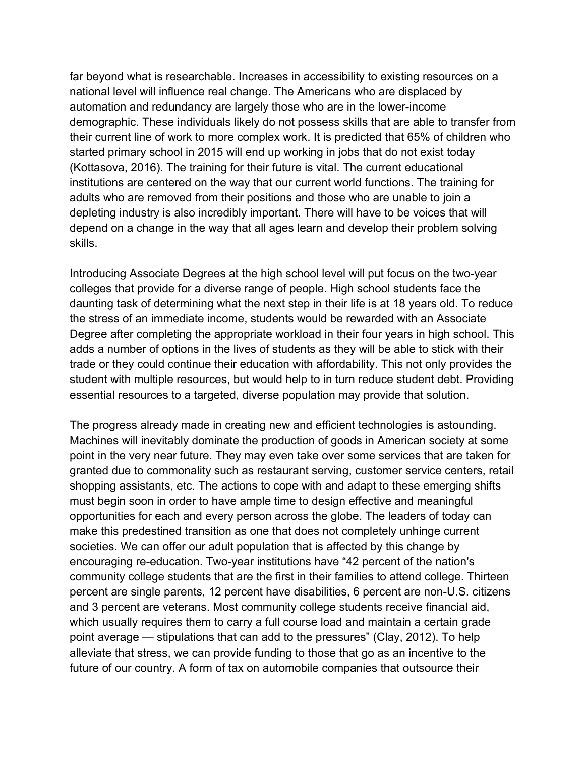far beyond what is researchable. Increases in accessibility to existing resources on a national level will influence real change. The Americans who are displaced by automation and redundancy are largely those who are in the lower-income demographic. These individuals likely do not possess skills that are able to transfer from their current line of work to more complex work. It is predicted that 65% of children who started primary school in 2015 will end up working in jobs that do not exist today (Kottasova, 2016). The training for their future is vital. The current educational institutions are centered on the way that our current world functions. The training for adults who are removed from their positions and those who are unable to join a depleting industry is also incredibly important. There will have to be voices that will depend on a change in the way that all ages learn and develop their problem solving skills.

Introducing Associate Degrees at the high school level will put focus on the two-year colleges that provide for a diverse range of people. High school students face the daunting task of determining what the next step in their life is at 18 years old. To reduce the stress of an immediate income, students would be rewarded with an Associate Degree after completing the appropriate workload in their four years in high school. This adds a number of options in the lives of students as they will be able to stick with their trade or they could continue their education with affordability. This not only provides the student with multiple resources, but would help to in turn reduce student debt. Providing essential resources to a targeted, diverse population may provide that solution.

The progress already made in creating new and efficient technologies is astounding. Machines will inevitably dominate the production of goods in American society at some point in the very near future. They may even take over some services that are taken for granted due to commonality such as restaurant serving, customer service centers, retail shopping assistants, etc. The actions to cope with and adapt to these emerging shifts must begin soon in order to have ample time to design effective and meaningful opportunities for each and every person across the globe. The leaders of today can make this predestined transition as one that does not completely unhinge current societies. We can offer our adult population that is affected by this change by encouraging re-education. Two-year institutions have "42 percent of the nation's community college students that are the first in their families to attend college. Thirteen percent are single parents, 12 percent have disabilities, 6 percent are non-U.S. citizens and 3 percent are veterans. Most community college students receive financial aid, which usually requires them to carry a full course load and maintain a certain grade point average — stipulations that can add to the pressures" (Clay, 2012). To help alleviate that stress, we can provide funding to those that go as an incentive to the future of our country. A form of tax on automobile companies that outsource their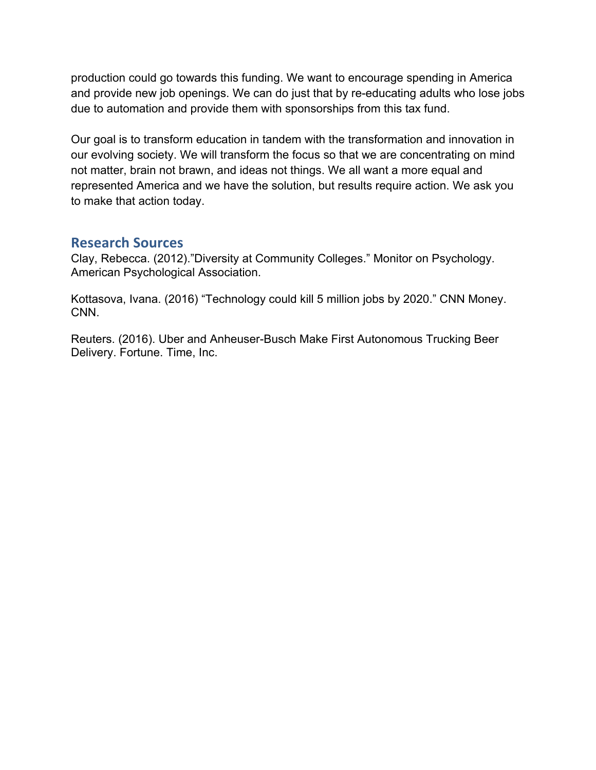production could go towards this funding. We want to encourage spending in America and provide new job openings. We can do just that by re-educating adults who lose jobs due to automation and provide them with sponsorships from this tax fund.

Our goal is to transform education in tandem with the transformation and innovation in our evolving society. We will transform the focus so that we are concentrating on mind not matter, brain not brawn, and ideas not things. We all want a more equal and represented America and we have the solution, but results require action. We ask you to make that action today.

## Research Sources

Clay, Rebecca. (2012).”Diversity at Community Colleges.” Monitor on Psychology. American Psychological Association.

Kottasova, Ivana. (2016) “Technology could kill 5 million jobs by 2020.” CNN Money. CNN.

Reuters. (2016). Uber and Anheuser-Busch Make First Autonomous Trucking Beer Delivery. Fortune. Time, Inc.